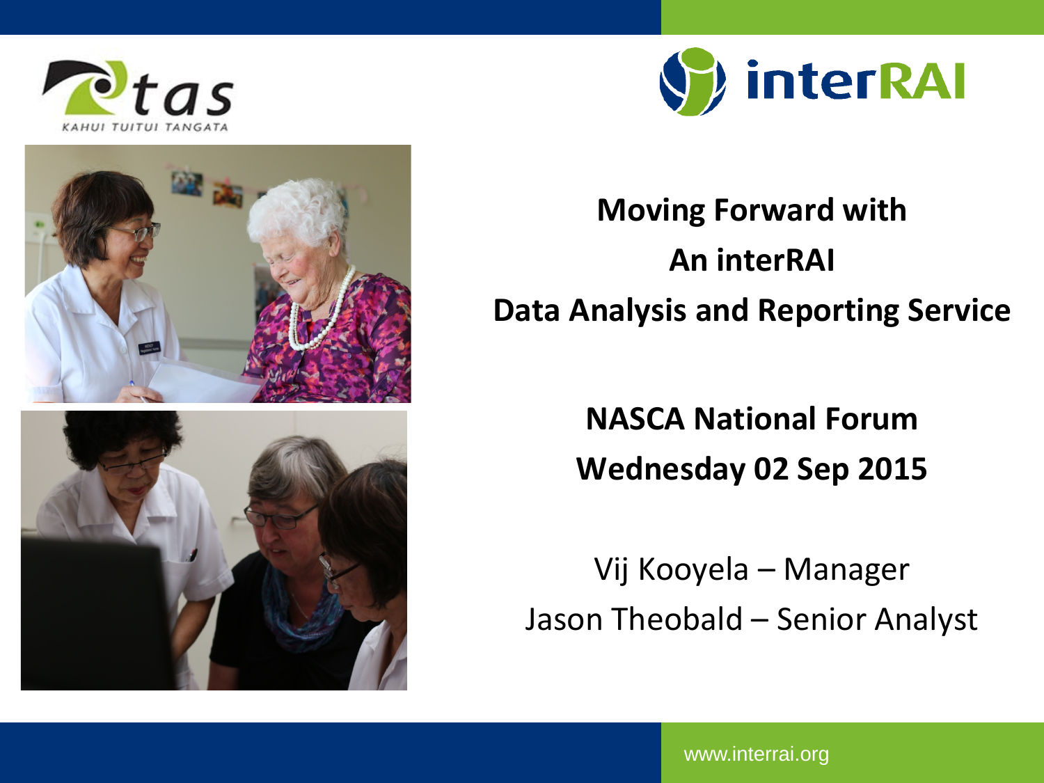TAS
KAHUI TUITUI TANGATA

interRAI

# Moving Forward with An interRAI Data Analysis and Reporting Service

**NASCA National Forum**
**Wednesday 02 Sep 2015**

Vij Kooyela – Manager
Jason Theobald – Senior Analyst

www.interrai.org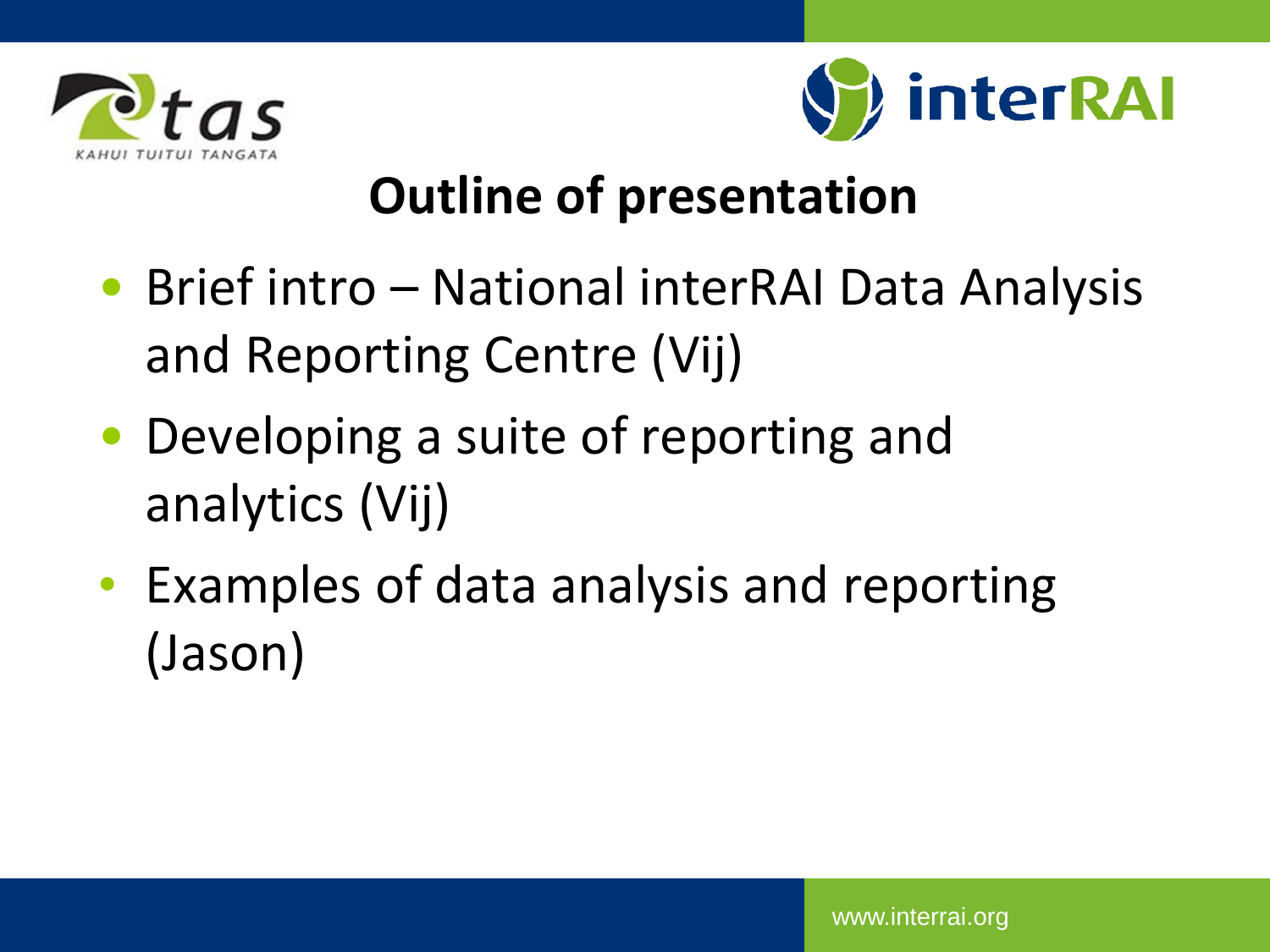# Outline of presentation

- Brief intro – National interRAI Data Analysis and Reporting Centre (Vij)
- Developing a suite of reporting and analytics (Vij)
- Examples of data analysis and reporting (Jason)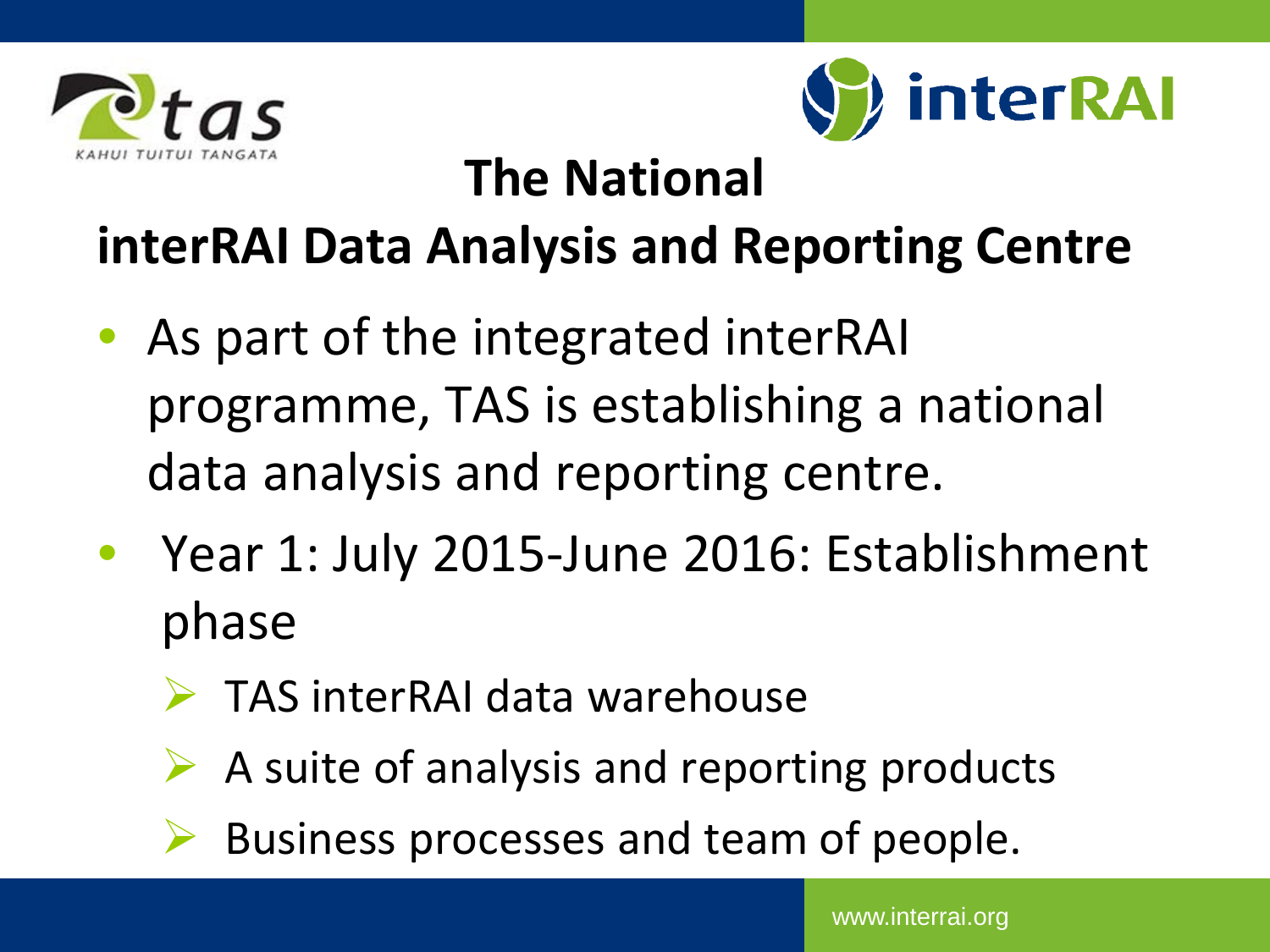# The National interRAI Data Analysis and Reporting Centre

- As part of the integrated interRAI programme, TAS is establishing a national data analysis and reporting centre.
- Year 1: July 2015-June 2016: Establishment phase
  - TAS interRAI data warehouse
  - A suite of analysis and reporting products
  - Business processes and team of people.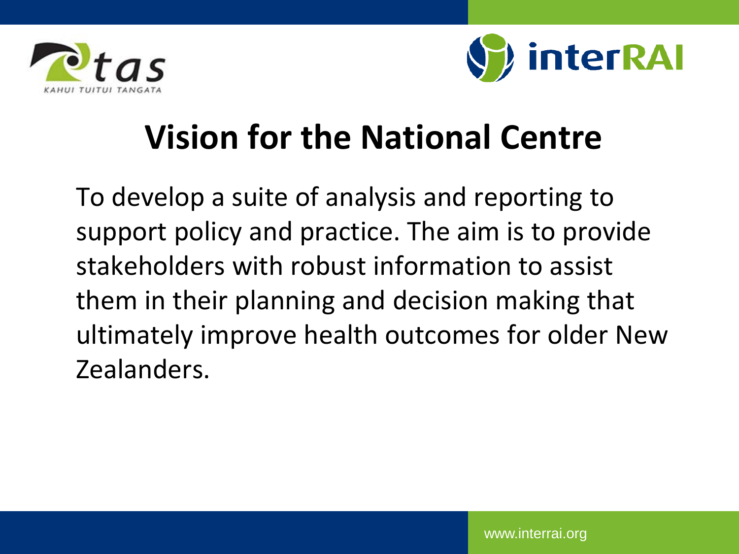# Vision for the National Centre

To develop a suite of analysis and reporting to support policy and practice. The aim is to provide stakeholders with robust information to assist them in their planning and decision making that ultimately improve health outcomes for older New Zealanders.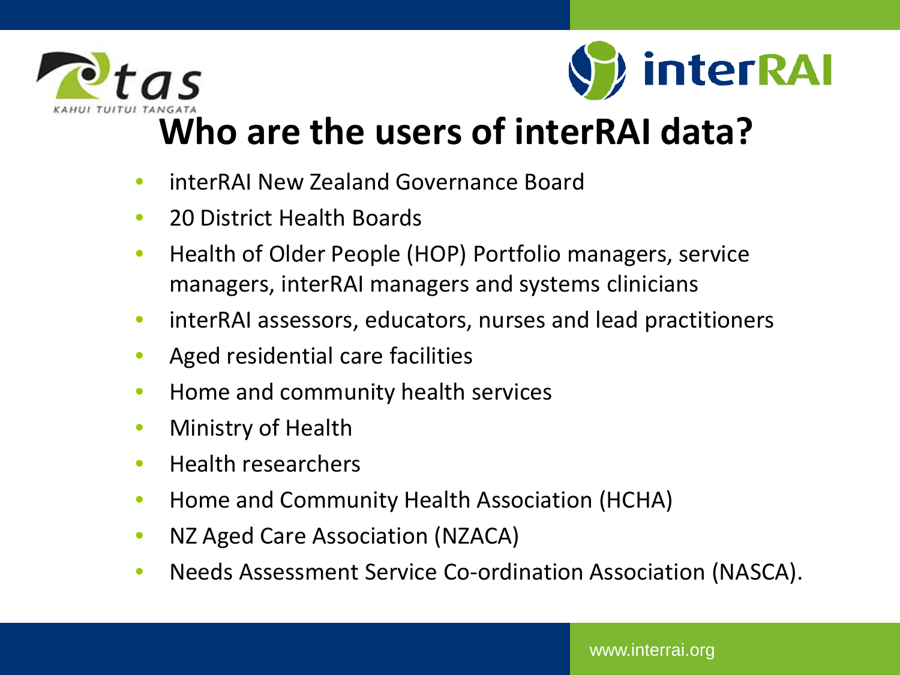# Who are the users of interRAI data?

- interRAI New Zealand Governance Board
- 20 District Health Boards
- Health of Older People (HOP) Portfolio managers, service managers, interRAI managers and systems clinicians
- interRAI assessors, educators, nurses and lead practitioners
- Aged residential care facilities
- Home and community health services
- Ministry of Health
- Health researchers
- Home and Community Health Association (HCHA)
- NZ Aged Care Association (NZACA)
- Needs Assessment Service Co-ordination Association (NASCA).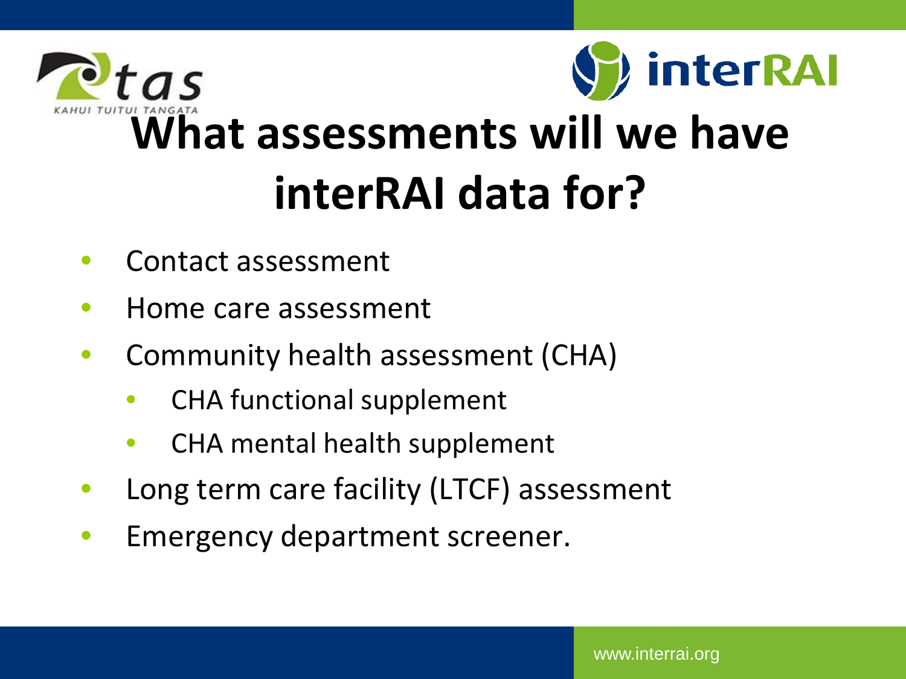# What assessments will we have interRAI data for?

- Contact assessment
- Home care assessment
- Community health assessment (CHA)
  - CHA functional supplement
  - CHA mental health supplement
- Long term care facility (LTCF) assessment
- Emergency department screener.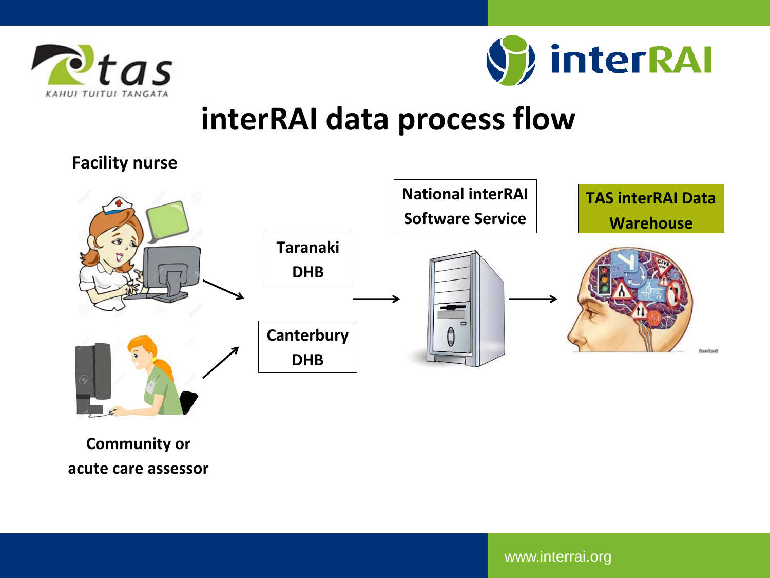# interRAI data process flow

**Facility nurse**

**Taranaki DHB**

**Canterbury DHB**

**National interRAI Software Service**

**TAS interRAI Data Warehouse**

**Community or acute care assessor**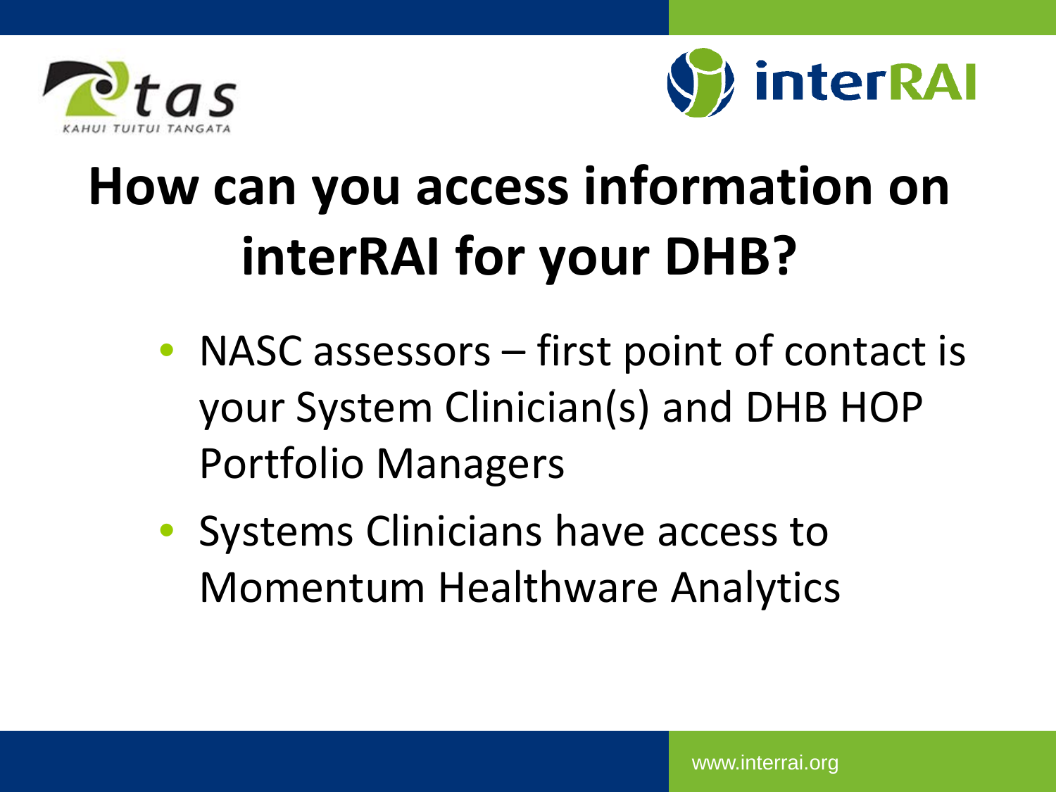# How can you access information on interRAI for your DHB?

- NASC assessors – first point of contact is your System Clinician(s) and DHB HOP Portfolio Managers
- Systems Clinicians have access to Momentum Healthware Analytics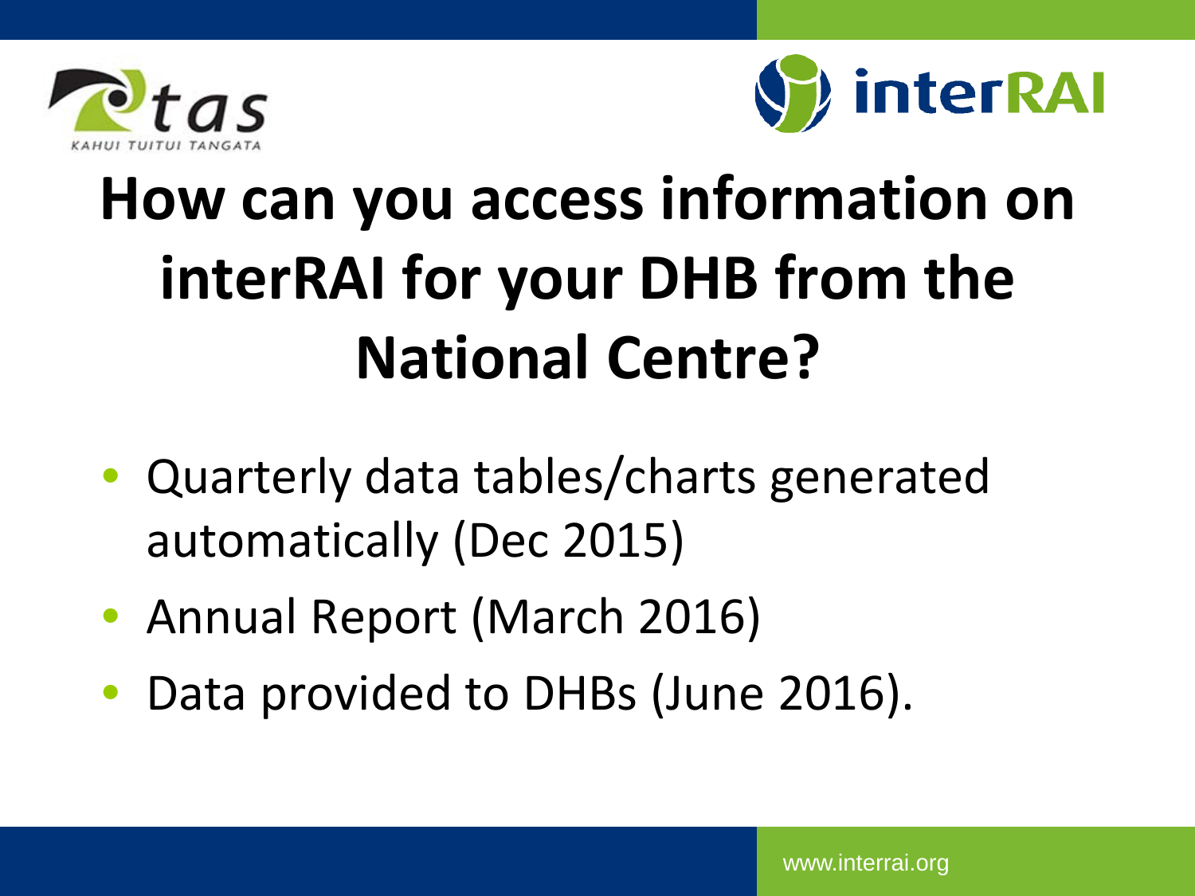# How can you access information on interRAI for your DHB from the National Centre?

- Quarterly data tables/charts generated automatically (Dec 2015)
- Annual Report (March 2016)
- Data provided to DHBs (June 2016).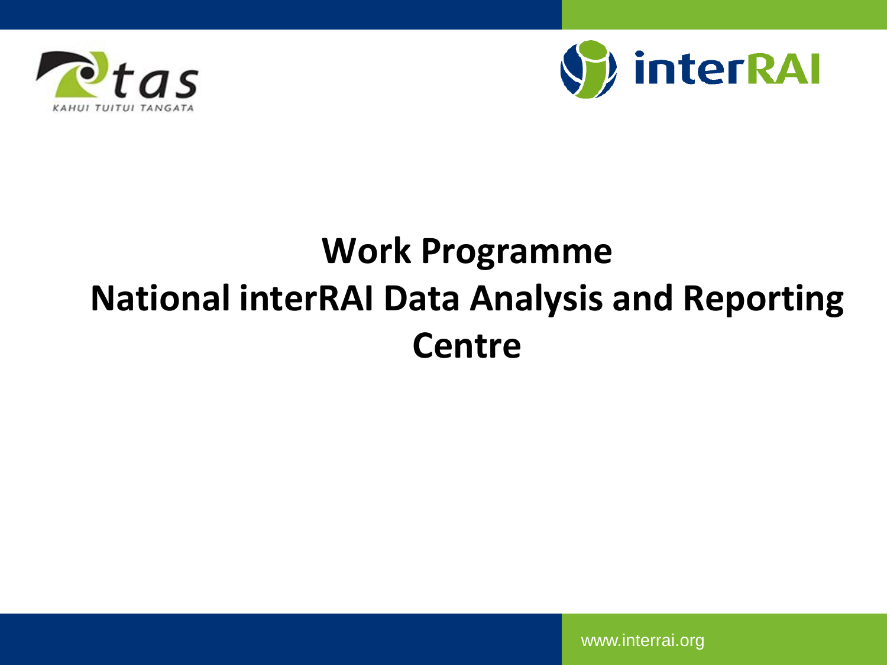# Work Programme National interRAI Data Analysis and Reporting Centre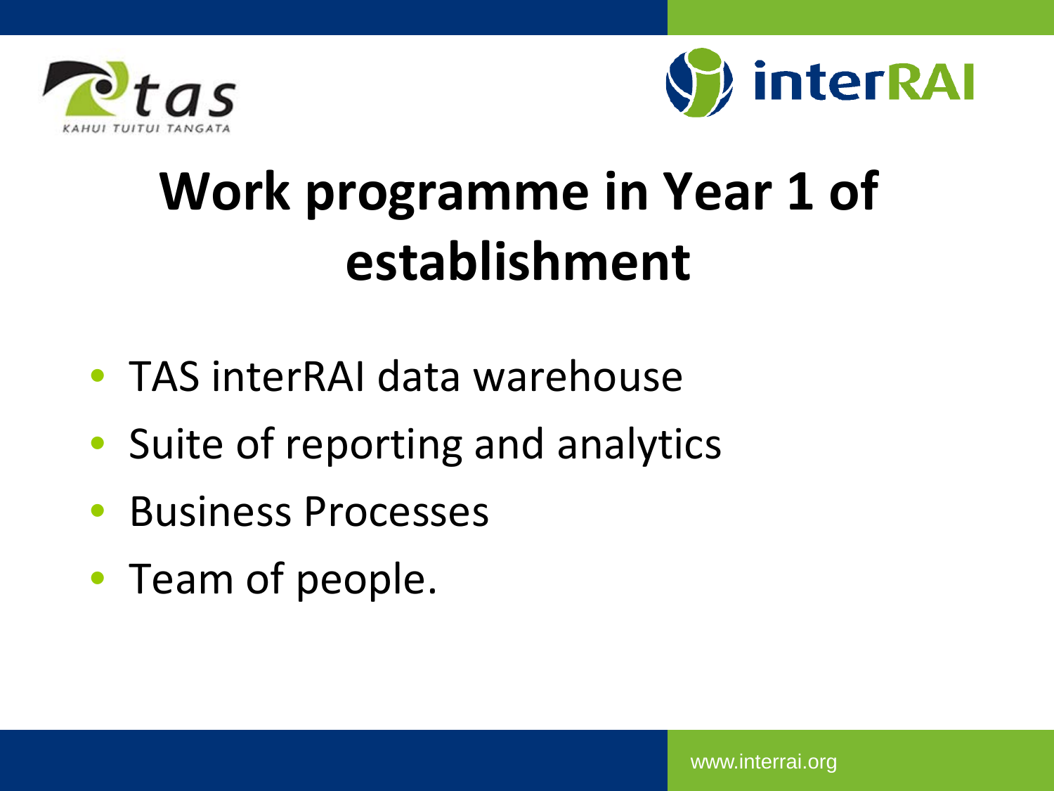# Work programme in Year 1 of establishment

- TAS interRAI data warehouse
- Suite of reporting and analytics
- Business Processes
- Team of people.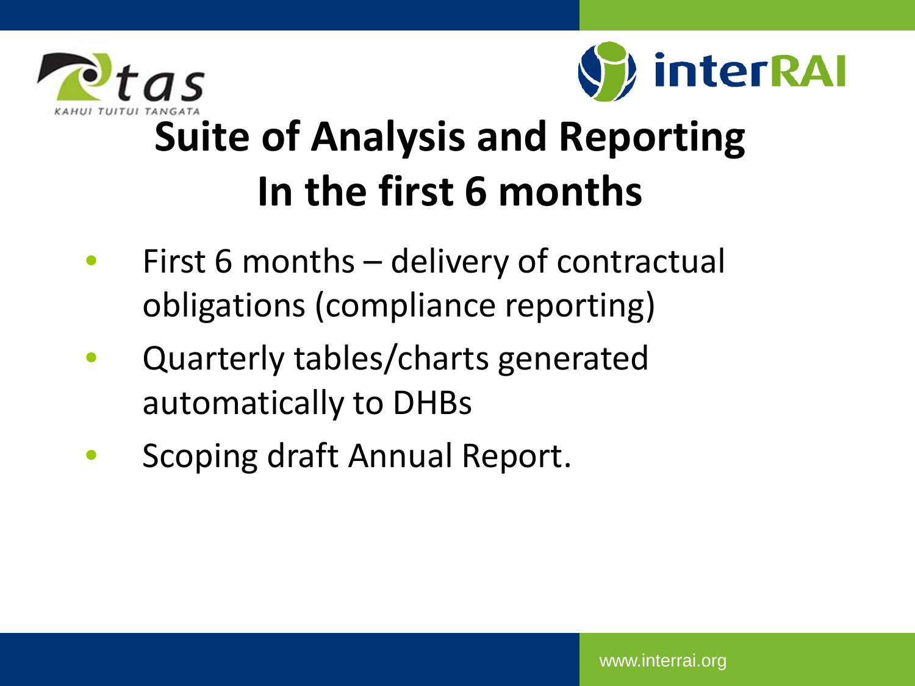# Suite of Analysis and Reporting In the first 6 months

- First 6 months – delivery of contractual obligations (compliance reporting)
- Quarterly tables/charts generated automatically to DHBs
- Scoping draft Annual Report.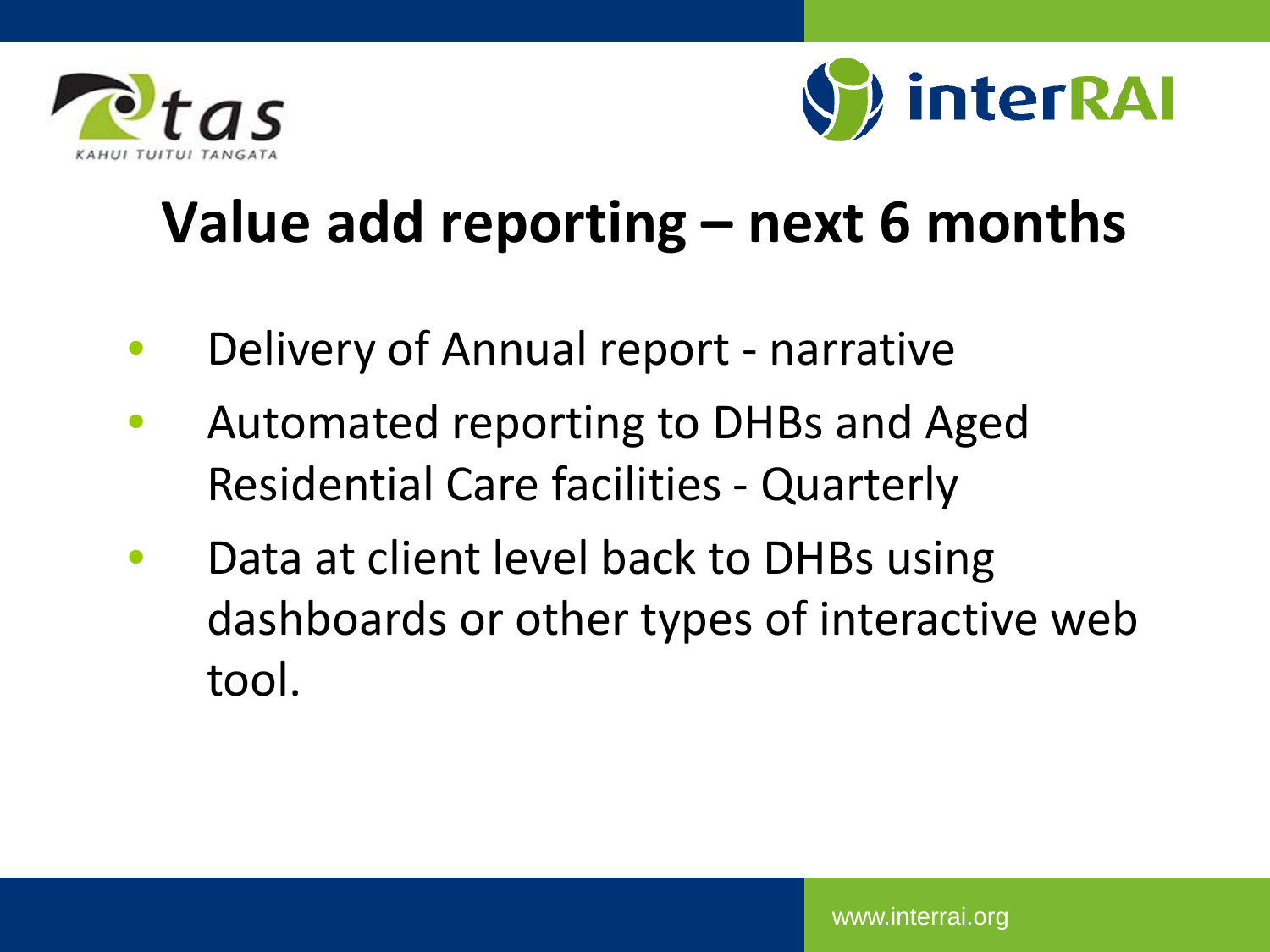# Value add reporting – next 6 months

- Delivery of Annual report - narrative
- Automated reporting to DHBs and Aged Residential Care facilities - Quarterly
- Data at client level back to DHBs using dashboards or other types of interactive web tool.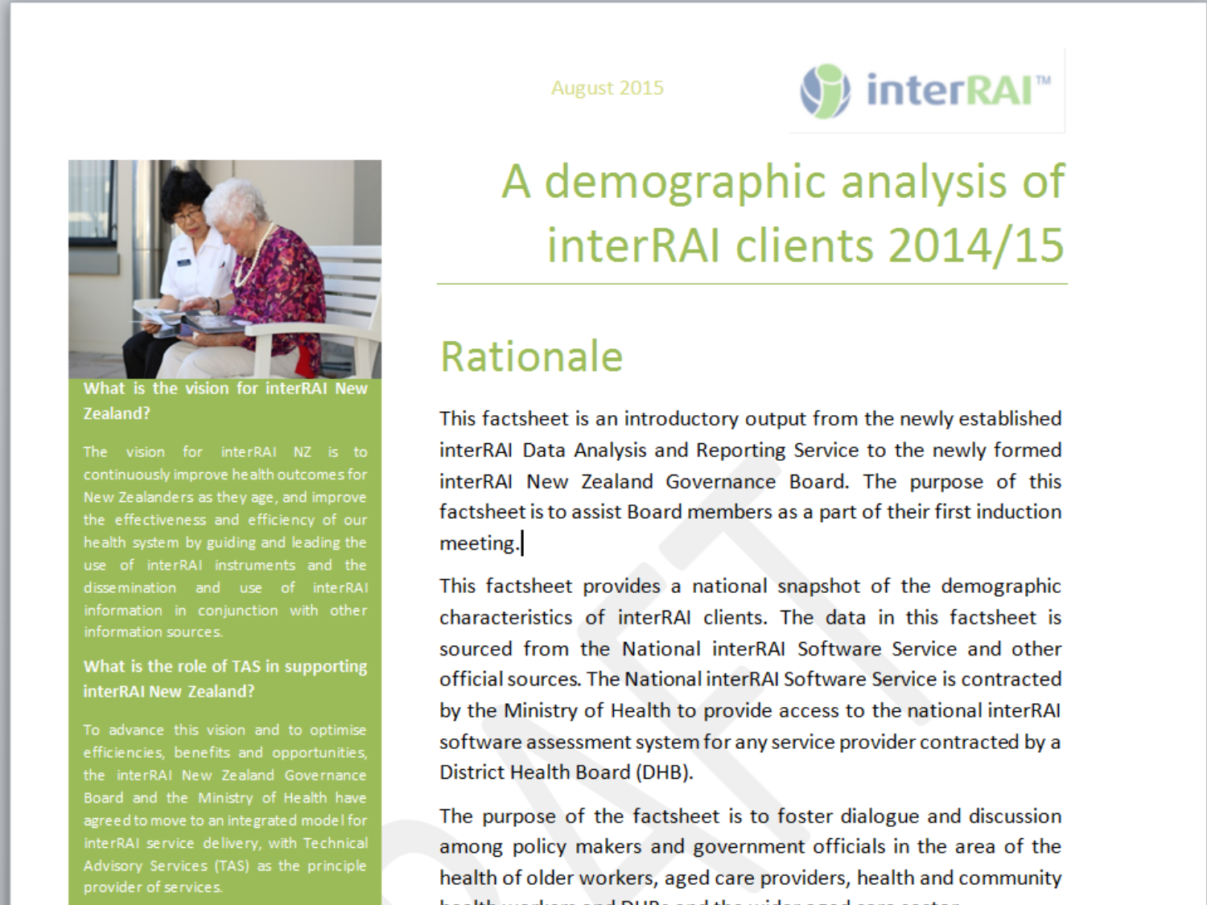August 2015

interRAI™

# A demographic analysis of interRAI clients 2014/15

### What is the vision for interRAI New Zealand?

The vision for interRAI NZ is to continuously improve health outcomes for New Zealanders as they age, and improve the effectiveness and efficiency of our health system by guiding and leading the use of interRAI instruments and the dissemination and use of interRAI information in conjunction with other information sources.

### What is the role of TAS in supporting interRAI New Zealand?

To advance this vision and to optimise efficiencies, benefits and opportunities, the interRAI New Zealand Governance Board and the Ministry of Health have agreed to move to an integrated model for interRAI service delivery, with Technical Advisory Services (TAS) as the principle provider of services.

## Rationale

This factsheet is an introductory output from the newly established interRAI Data Analysis and Reporting Service to the newly formed interRAI New Zealand Governance Board. The purpose of this factsheet is to assist Board members as a part of their first induction meeting.

This factsheet provides a national snapshot of the demographic characteristics of interRAI clients. The data in this factsheet is sourced from the National interRAI Software Service and other official sources. The National interRAI Software Service is contracted by the Ministry of Health to provide access to the national interRAI software assessment system for any service provider contracted by a District Health Board (DHB).

The purpose of the factsheet is to foster dialogue and discussion among policy makers and government officials in the area of the health of older workers, aged care providers, health and community health workers and DHBs and the wider aged care sector.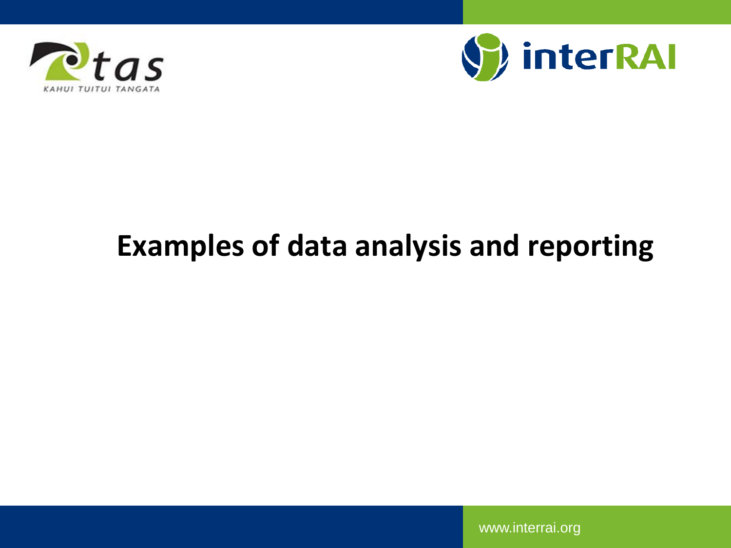# Examples of data analysis and reporting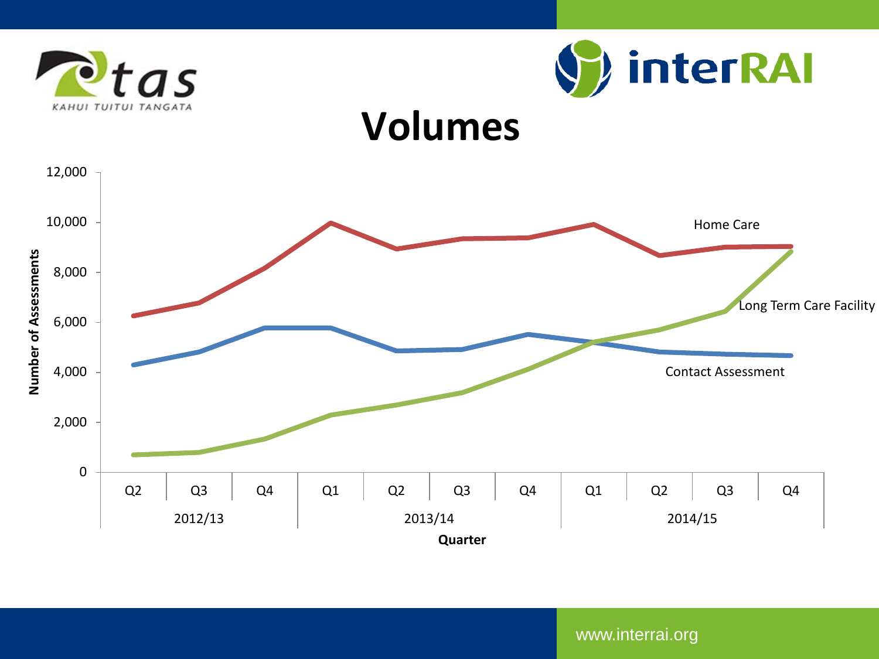# Volumes

Number of Assessments

12,000
10,000
8,000
6,000
4,000
2,000
0

Home Care

Long Term Care Facility

Contact Assessment

| Q2 | Q3 | Q4 | Q1 | Q2 | Q3 | Q4 | Q1 | Q2 | Q3 | Q4 |
|---|---|---|---|---|---|---|---|---|---|---|
| 2012/13 | | | 2013/14 | | | | 2014/15 | | | |

Quarter

www.interrai.org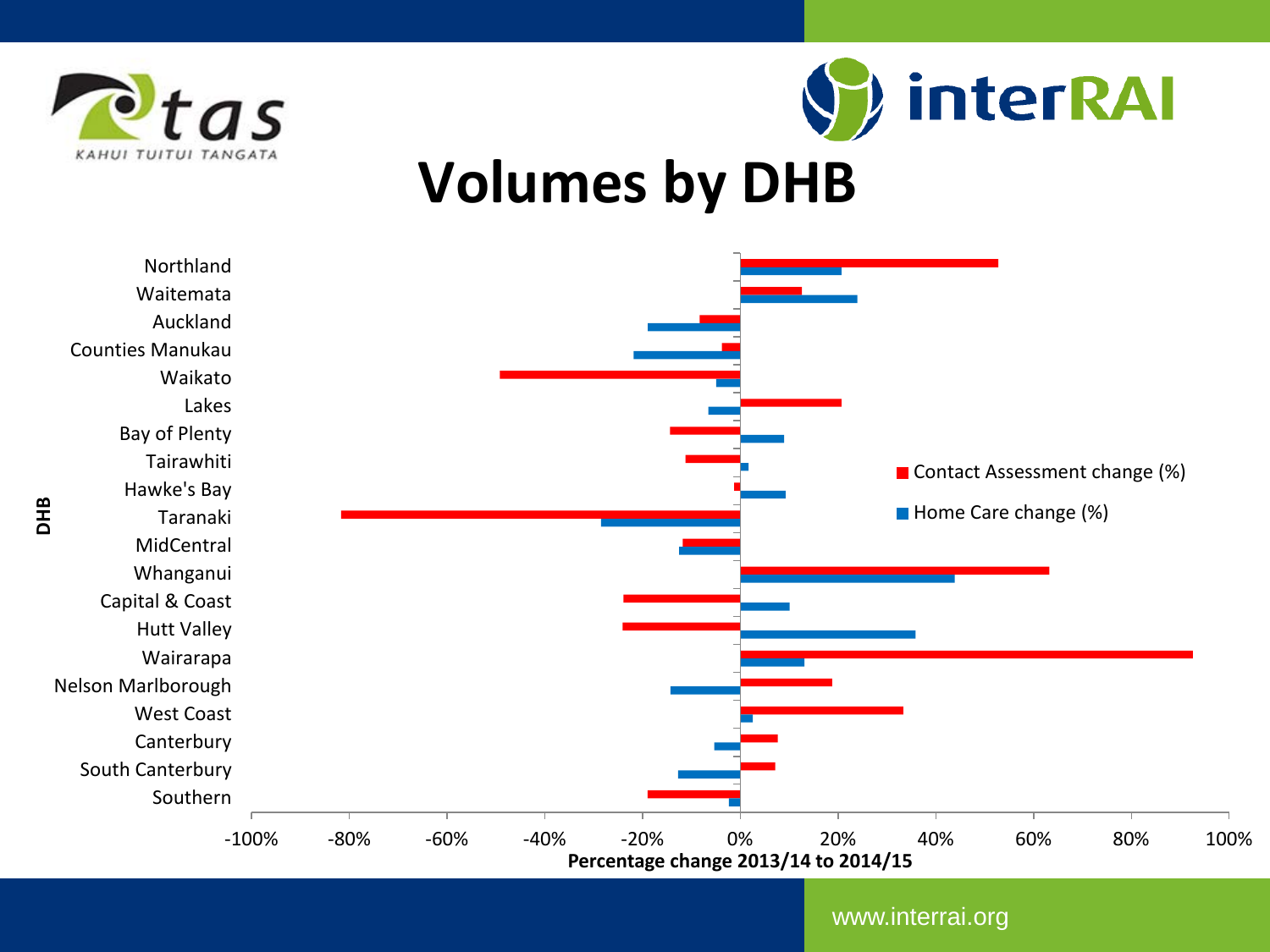# Volumes by DHB

DHB

Northland
Waitemata
Auckland
Counties Manukau
Waikato
Lakes
Bay of Plenty
Tairawhiti
Hawke's Bay
Taranaki
MidCentral
Whanganui
Capital & Coast
Hutt Valley
Wairarapa
Nelson Marlborough
West Coast
Canterbury
South Canterbury
Southern

-100% -80% -60% -40% -20% 0% 20% 40% 60% 80% 100%

**Percentage change 2013/14 to 2014/15**

Contact Assessment change (%)

Home Care change (%)

www.interrai.org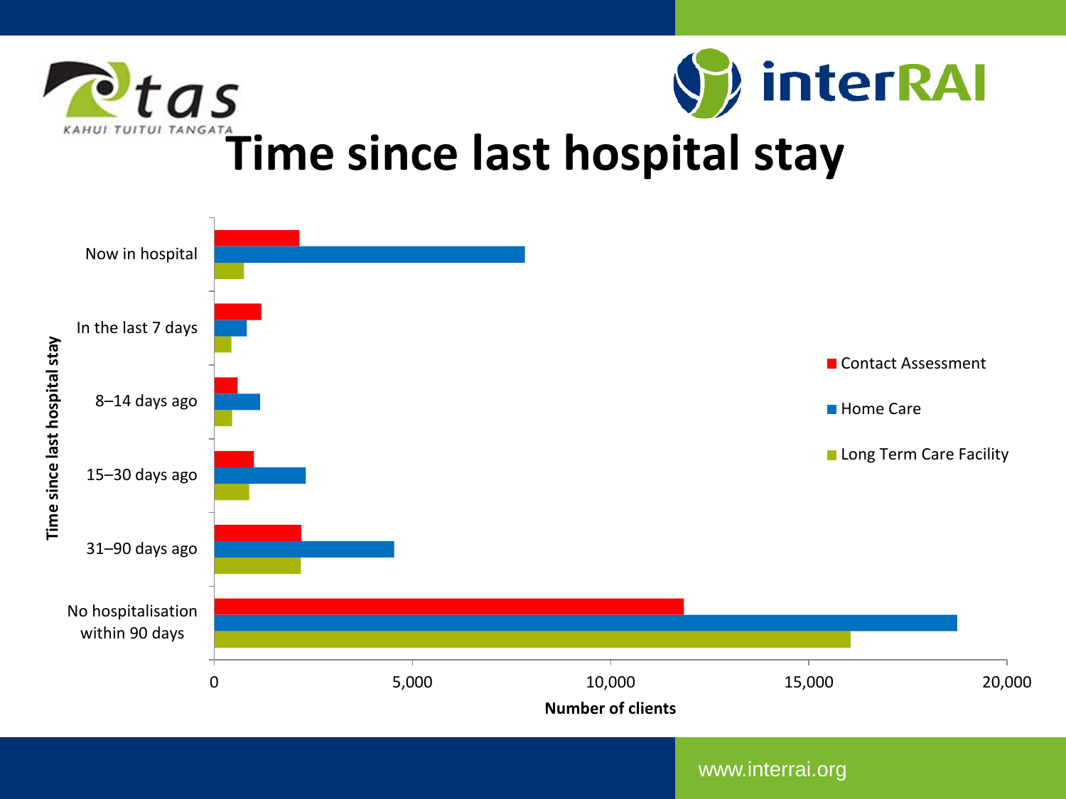# Time since last hospital stay

Time since last hospital stay

| Time since last hospital stay | Contact Assessment | Home Care | Long Term Care Facility |
|---|---|---|---|
| Now in hospital | | | |
| In the last 7 days | | | |
| 8–14 days ago | | | |
| 15–30 days ago | | | |
| 31–90 days ago | | | |
| No hospitalisation within 90 days | | | |

Number of clients

0 5,000 10,000 15,000 20,000

www.interrai.org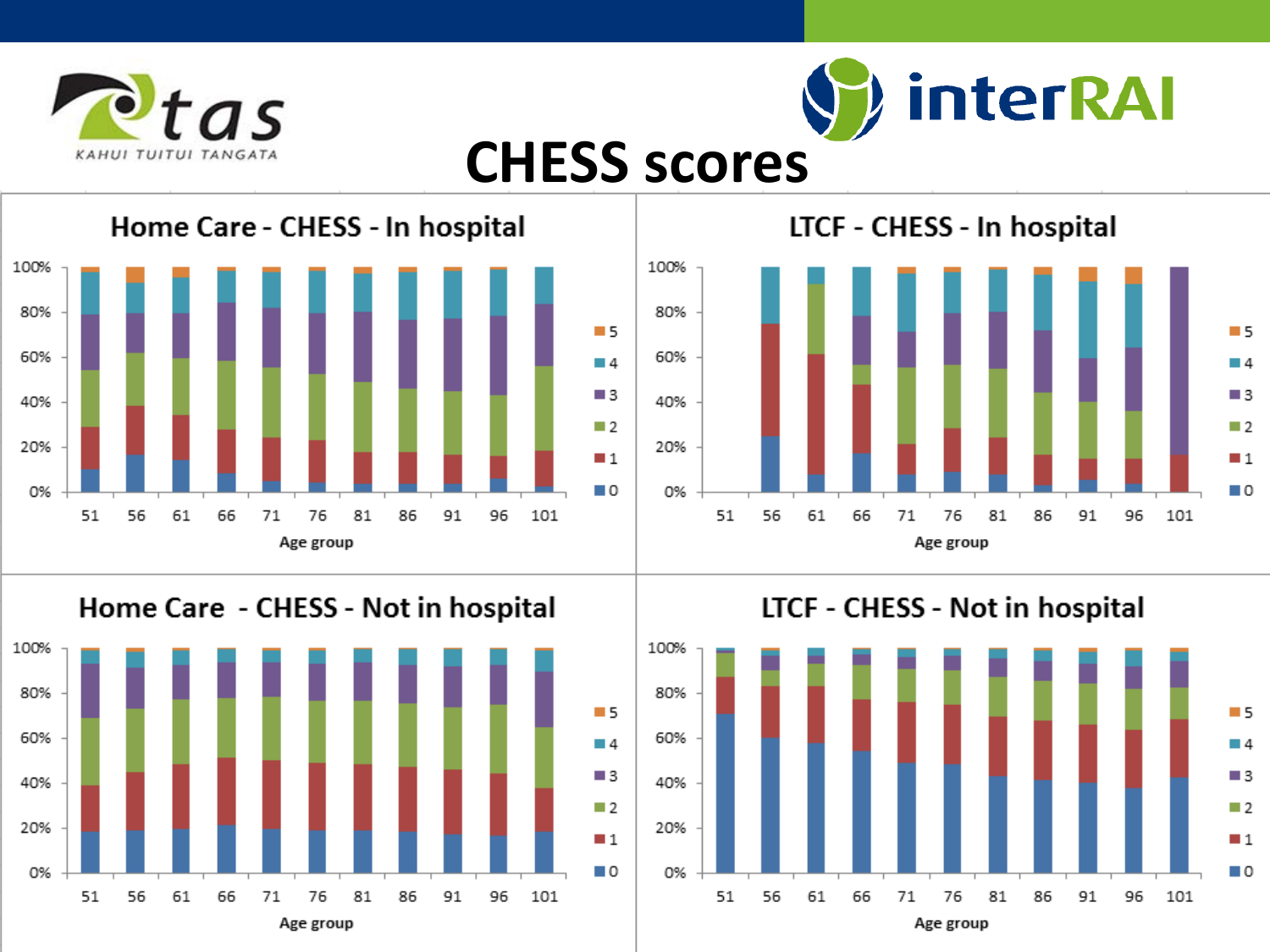# CHESS scores

## Home Care - CHESS - In hospital

## LTCF - CHESS - In hospital

## Home Care - CHESS - Not in hospital

## LTCF - CHESS - Not in hospital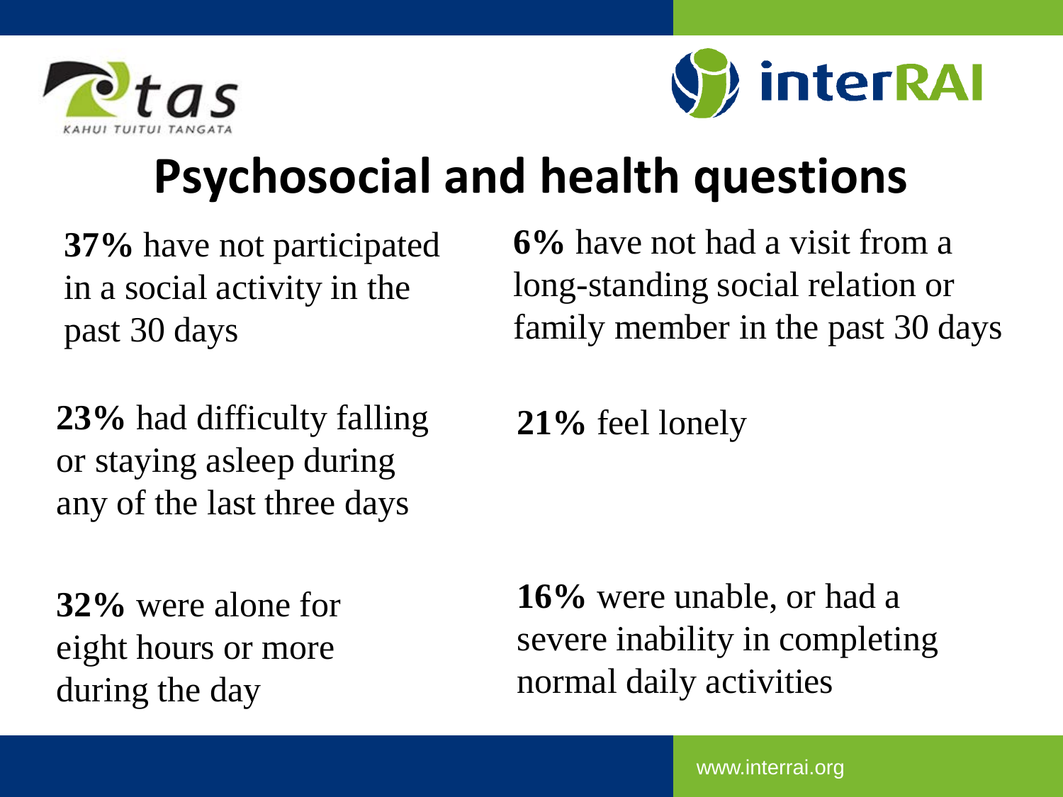# Psychosocial and health questions

**37%** have not participated in a social activity in the past 30 days

**6%** have not had a visit from a long-standing social relation or family member in the past 30 days

**23%** had difficulty falling or staying asleep during any of the last three days

**21%** feel lonely

**32%** were alone for eight hours or more during the day

**16%** were unable, or had a severe inability in completing normal daily activities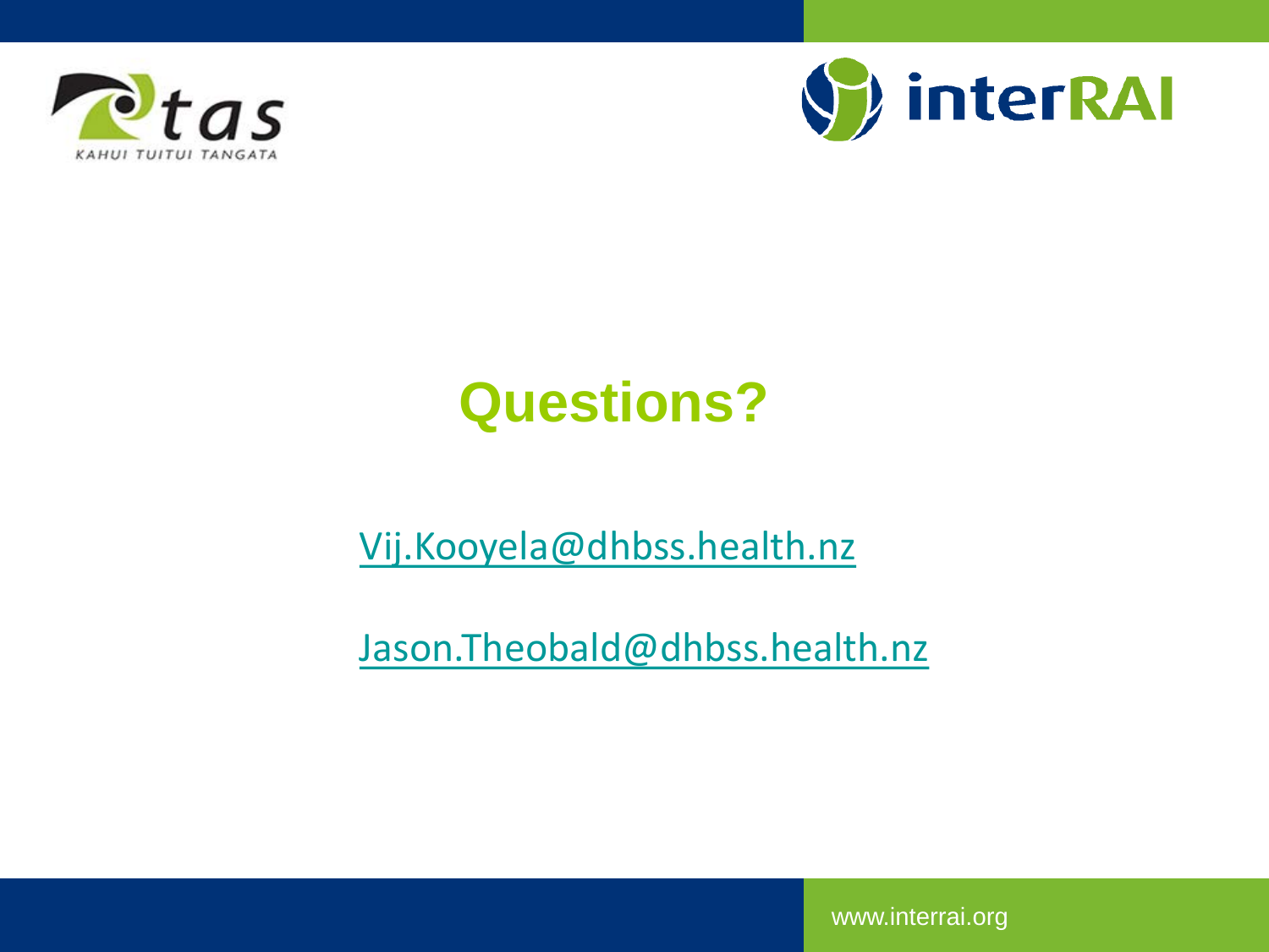# Questions?

Vij.Kooyela@dhbss.health.nz

Jason.Theobald@dhbss.health.nz